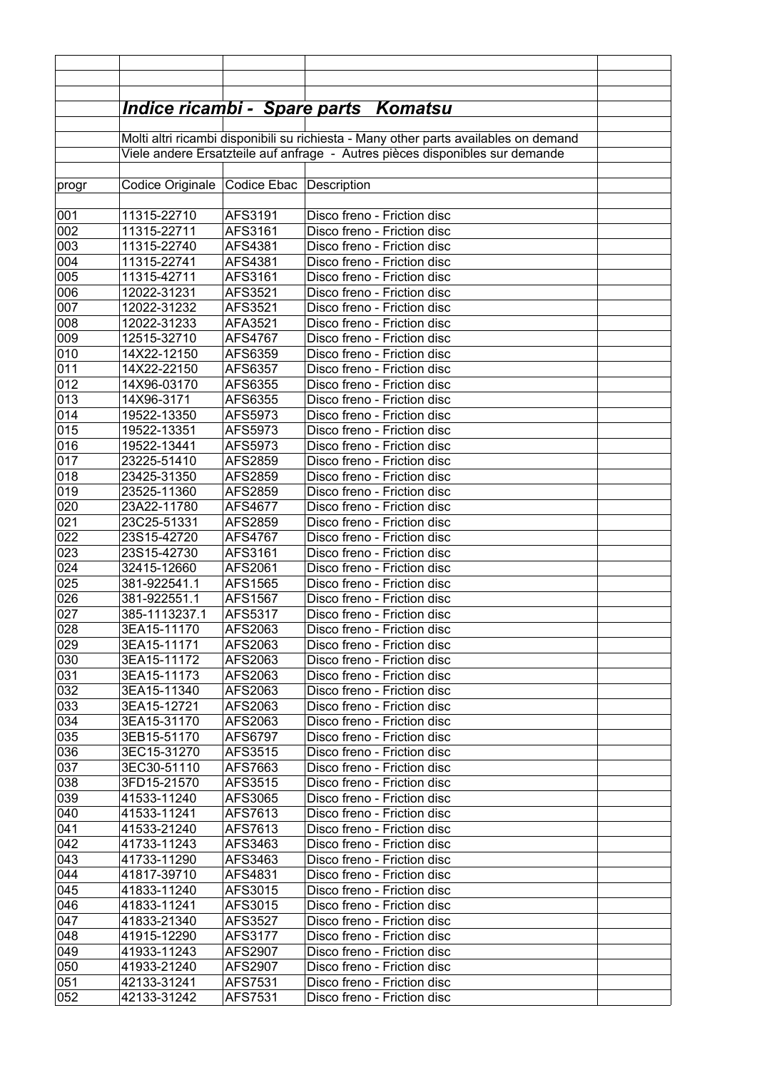## *Indice ricambi - Spare parts Komatsu*

Molti altri ricambi disponibili su richiesta - Many other parts availables on demand

Viele andere Ersatzteile auf anfrage - Autres pièces disponibles sur demande

| progr | Codice Originale | Codice Ebac | Description |
|---|---|---|---|
| 001 | 11315-22710 | AFS3191 | Disco freno - Friction disc |
| 002 | 11315-22711 | AFS3161 | Disco freno - Friction disc |
| 003 | 11315-22740 | AFS4381 | Disco freno - Friction disc |
| 004 | 11315-22741 | AFS4381 | Disco freno - Friction disc |
| 005 | 11315-42711 | AFS3161 | Disco freno - Friction disc |
| 006 | 12022-31231 | AFS3521 | Disco freno - Friction disc |
| 007 | 12022-31232 | AFS3521 | Disco freno - Friction disc |
| 008 | 12022-31233 | AFA3521 | Disco freno - Friction disc |
| 009 | 12515-32710 | AFS4767 | Disco freno - Friction disc |
| 010 | 14X22-12150 | AFS6359 | Disco freno - Friction disc |
| 011 | 14X22-22150 | AFS6357 | Disco freno - Friction disc |
| 012 | 14X96-03170 | AFS6355 | Disco freno - Friction disc |
| 013 | 14X96-3171 | AFS6355 | Disco freno - Friction disc |
| 014 | 19522-13350 | AFS5973 | Disco freno - Friction disc |
| 015 | 19522-13351 | AFS5973 | Disco freno - Friction disc |
| 016 | 19522-13441 | AFS5973 | Disco freno - Friction disc |
| 017 | 23225-51410 | AFS2859 | Disco freno - Friction disc |
| 018 | 23425-31350 | AFS2859 | Disco freno - Friction disc |
| 019 | 23525-11360 | AFS2859 | Disco freno - Friction disc |
| 020 | 23A22-11780 | AFS4677 | Disco freno - Friction disc |
| 021 | 23C25-51331 | AFS2859 | Disco freno - Friction disc |
| 022 | 23S15-42720 | AFS4767 | Disco freno - Friction disc |
| 023 | 23S15-42730 | AFS3161 | Disco freno - Friction disc |
| 024 | 32415-12660 | AFS2061 | Disco freno - Friction disc |
| 025 | 381-922541.1 | AFS1565 | Disco freno - Friction disc |
| 026 | 381-922551.1 | AFS1567 | Disco freno - Friction disc |
| 027 | 385-1113237.1 | AFS5317 | Disco freno - Friction disc |
| 028 | 3EA15-11170 | AFS2063 | Disco freno - Friction disc |
| 029 | 3EA15-11171 | AFS2063 | Disco freno - Friction disc |
| 030 | 3EA15-11172 | AFS2063 | Disco freno - Friction disc |
| 031 | 3EA15-11173 | AFS2063 | Disco freno - Friction disc |
| 032 | 3EA15-11340 | AFS2063 | Disco freno - Friction disc |
| 033 | 3EA15-12721 | AFS2063 | Disco freno - Friction disc |
| 034 | 3EA15-31170 | AFS2063 | Disco freno - Friction disc |
| 035 | 3EB15-51170 | AFS6797 | Disco freno - Friction disc |
| 036 | 3EC15-31270 | AFS3515 | Disco freno - Friction disc |
| 037 | 3EC30-51110 | AFS7663 | Disco freno - Friction disc |
| 038 | 3FD15-21570 | AFS3515 | Disco freno - Friction disc |
| 039 | 41533-11240 | AFS3065 | Disco freno - Friction disc |
| 040 | 41533-11241 | AFS7613 | Disco freno - Friction disc |
| 041 | 41533-21240 | AFS7613 | Disco freno - Friction disc |
| 042 | 41733-11243 | AFS3463 | Disco freno - Friction disc |
| 043 | 41733-11290 | AFS3463 | Disco freno - Friction disc |
| 044 | 41817-39710 | AFS4831 | Disco freno - Friction disc |
| 045 | 41833-11240 | AFS3015 | Disco freno - Friction disc |
| 046 | 41833-11241 | AFS3015 | Disco freno - Friction disc |
| 047 | 41833-21340 | AFS3527 | Disco freno - Friction disc |
| 048 | 41915-12290 | AFS3177 | Disco freno - Friction disc |
| 049 | 41933-11243 | AFS2907 | Disco freno - Friction disc |
| 050 | 41933-21240 | AFS2907 | Disco freno - Friction disc |
| 051 | 42133-31241 | AFS7531 | Disco freno - Friction disc |
| 052 | 42133-31242 | AFS7531 | Disco freno - Friction disc |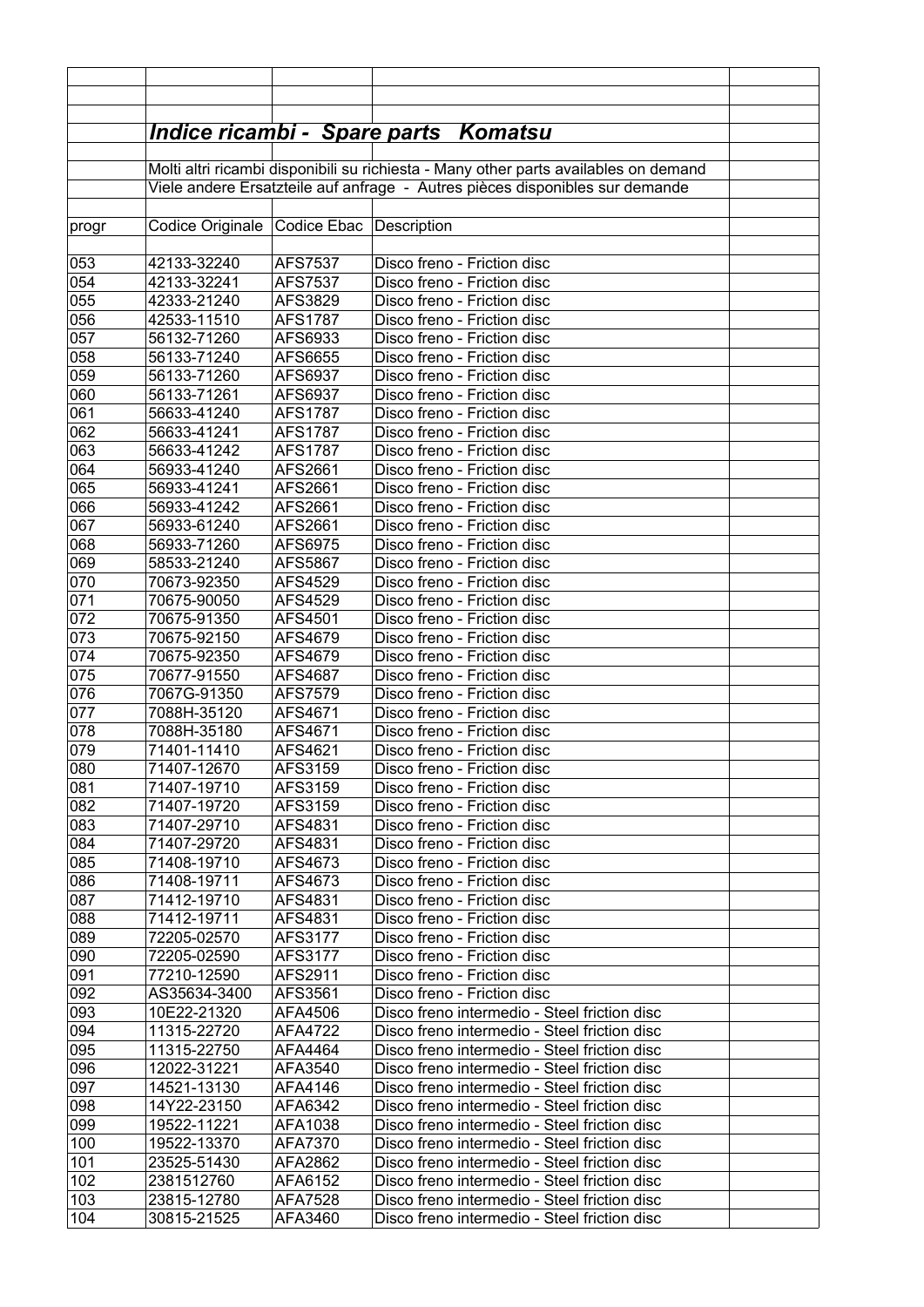## *Indice ricambi - Spare parts Komatsu*

Molti altri ricambi disponibili su richiesta - Many other parts availables on demand
Viele andere Ersatzteile auf anfrage - Autres pièces disponibles sur demande

| progr | Codice Originale | Codice Ebac | Description |
|---|---|---|---|
| 053 | 42133-32240 | AFS7537 | Disco freno - Friction disc |
| 054 | 42133-32241 | AFS7537 | Disco freno - Friction disc |
| 055 | 42333-21240 | AFS3829 | Disco freno - Friction disc |
| 056 | 42533-11510 | AFS1787 | Disco freno - Friction disc |
| 057 | 56132-71260 | AFS6933 | Disco freno - Friction disc |
| 058 | 56133-71240 | AFS6655 | Disco freno - Friction disc |
| 059 | 56133-71260 | AFS6937 | Disco freno - Friction disc |
| 060 | 56133-71261 | AFS6937 | Disco freno - Friction disc |
| 061 | 56633-41240 | AFS1787 | Disco freno - Friction disc |
| 062 | 56633-41241 | AFS1787 | Disco freno - Friction disc |
| 063 | 56633-41242 | AFS1787 | Disco freno - Friction disc |
| 064 | 56933-41240 | AFS2661 | Disco freno - Friction disc |
| 065 | 56933-41241 | AFS2661 | Disco freno - Friction disc |
| 066 | 56933-41242 | AFS2661 | Disco freno - Friction disc |
| 067 | 56933-61240 | AFS2661 | Disco freno - Friction disc |
| 068 | 56933-71260 | AFS6975 | Disco freno - Friction disc |
| 069 | 58533-21240 | AFS5867 | Disco freno - Friction disc |
| 070 | 70673-92350 | AFS4529 | Disco freno - Friction disc |
| 071 | 70675-90050 | AFS4529 | Disco freno - Friction disc |
| 072 | 70675-91350 | AFS4501 | Disco freno - Friction disc |
| 073 | 70675-92150 | AFS4679 | Disco freno - Friction disc |
| 074 | 70675-92350 | AFS4679 | Disco freno - Friction disc |
| 075 | 70677-91550 | AFS4687 | Disco freno - Friction disc |
| 076 | 7067G-91350 | AFS7579 | Disco freno - Friction disc |
| 077 | 7088H-35120 | AFS4671 | Disco freno - Friction disc |
| 078 | 7088H-35180 | AFS4671 | Disco freno - Friction disc |
| 079 | 71401-11410 | AFS4621 | Disco freno - Friction disc |
| 080 | 71407-12670 | AFS3159 | Disco freno - Friction disc |
| 081 | 71407-19710 | AFS3159 | Disco freno - Friction disc |
| 082 | 71407-19720 | AFS3159 | Disco freno - Friction disc |
| 083 | 71407-29710 | AFS4831 | Disco freno - Friction disc |
| 084 | 71407-29720 | AFS4831 | Disco freno - Friction disc |
| 085 | 71408-19710 | AFS4673 | Disco freno - Friction disc |
| 086 | 71408-19711 | AFS4673 | Disco freno - Friction disc |
| 087 | 71412-19710 | AFS4831 | Disco freno - Friction disc |
| 088 | 71412-19711 | AFS4831 | Disco freno - Friction disc |
| 089 | 72205-02570 | AFS3177 | Disco freno - Friction disc |
| 090 | 72205-02590 | AFS3177 | Disco freno - Friction disc |
| 091 | 77210-12590 | AFS2911 | Disco freno - Friction disc |
| 092 | AS35634-3400 | AFS3561 | Disco freno - Friction disc |
| 093 | 10E22-21320 | AFA4506 | Disco freno intermedio - Steel friction disc |
| 094 | 11315-22720 | AFA4722 | Disco freno intermedio - Steel friction disc |
| 095 | 11315-22750 | AFA4464 | Disco freno intermedio - Steel friction disc |
| 096 | 12022-31221 | AFA3540 | Disco freno intermedio - Steel friction disc |
| 097 | 14521-13130 | AFA4146 | Disco freno intermedio - Steel friction disc |
| 098 | 14Y22-23150 | AFA6342 | Disco freno intermedio - Steel friction disc |
| 099 | 19522-11221 | AFA1038 | Disco freno intermedio - Steel friction disc |
| 100 | 19522-13370 | AFA7370 | Disco freno intermedio - Steel friction disc |
| 101 | 23525-51430 | AFA2862 | Disco freno intermedio - Steel friction disc |
| 102 | 2381512760 | AFA6152 | Disco freno intermedio - Steel friction disc |
| 103 | 23815-12780 | AFA7528 | Disco freno intermedio - Steel friction disc |
| 104 | 30815-21525 | AFA3460 | Disco freno intermedio - Steel friction disc |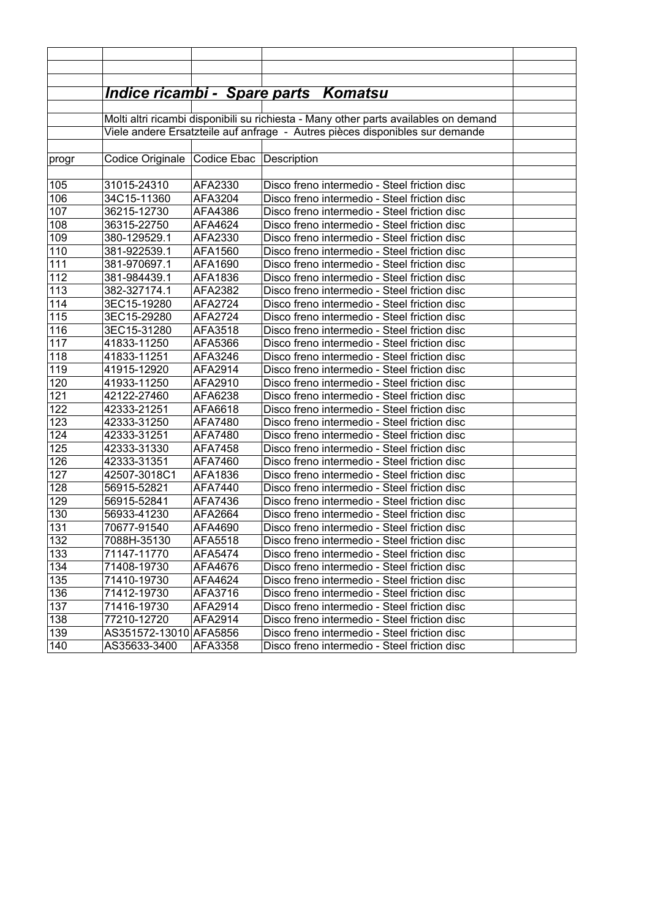## *Indice ricambi - Spare parts Komatsu*

Molti altri ricambi disponibili su richiesta - Many other parts availables on demand

Viele andere Ersatzteile auf anfrage - Autres pièces disponibles sur demande

| progr | Codice Originale | Codice Ebac | Description |
|---|---|---|---|
| 105 | 31015-24310 | AFA2330 | Disco freno intermedio - Steel friction disc |
| 106 | 34C15-11360 | AFA3204 | Disco freno intermedio - Steel friction disc |
| 107 | 36215-12730 | AFA4386 | Disco freno intermedio - Steel friction disc |
| 108 | 36315-22750 | AFA4624 | Disco freno intermedio - Steel friction disc |
| 109 | 380-129529.1 | AFA2330 | Disco freno intermedio - Steel friction disc |
| 110 | 381-922539.1 | AFA1560 | Disco freno intermedio - Steel friction disc |
| 111 | 381-970697.1 | AFA1690 | Disco freno intermedio - Steel friction disc |
| 112 | 381-984439.1 | AFA1836 | Disco freno intermedio - Steel friction disc |
| 113 | 382-327174.1 | AFA2382 | Disco freno intermedio - Steel friction disc |
| 114 | 3EC15-19280 | AFA2724 | Disco freno intermedio - Steel friction disc |
| 115 | 3EC15-29280 | AFA2724 | Disco freno intermedio - Steel friction disc |
| 116 | 3EC15-31280 | AFA3518 | Disco freno intermedio - Steel friction disc |
| 117 | 41833-11250 | AFA5366 | Disco freno intermedio - Steel friction disc |
| 118 | 41833-11251 | AFA3246 | Disco freno intermedio - Steel friction disc |
| 119 | 41915-12920 | AFA2914 | Disco freno intermedio - Steel friction disc |
| 120 | 41933-11250 | AFA2910 | Disco freno intermedio - Steel friction disc |
| 121 | 42122-27460 | AFA6238 | Disco freno intermedio - Steel friction disc |
| 122 | 42333-21251 | AFA6618 | Disco freno intermedio - Steel friction disc |
| 123 | 42333-31250 | AFA7480 | Disco freno intermedio - Steel friction disc |
| 124 | 42333-31251 | AFA7480 | Disco freno intermedio - Steel friction disc |
| 125 | 42333-31330 | AFA7458 | Disco freno intermedio - Steel friction disc |
| 126 | 42333-31351 | AFA7460 | Disco freno intermedio - Steel friction disc |
| 127 | 42507-3018C1 | AFA1836 | Disco freno intermedio - Steel friction disc |
| 128 | 56915-52821 | AFA7440 | Disco freno intermedio - Steel friction disc |
| 129 | 56915-52841 | AFA7436 | Disco freno intermedio - Steel friction disc |
| 130 | 56933-41230 | AFA2664 | Disco freno intermedio - Steel friction disc |
| 131 | 70677-91540 | AFA4690 | Disco freno intermedio - Steel friction disc |
| 132 | 7088H-35130 | AFA5518 | Disco freno intermedio - Steel friction disc |
| 133 | 71147-11770 | AFA5474 | Disco freno intermedio - Steel friction disc |
| 134 | 71408-19730 | AFA4676 | Disco freno intermedio - Steel friction disc |
| 135 | 71410-19730 | AFA4624 | Disco freno intermedio - Steel friction disc |
| 136 | 71412-19730 | AFA3716 | Disco freno intermedio - Steel friction disc |
| 137 | 71416-19730 | AFA2914 | Disco freno intermedio - Steel friction disc |
| 138 | 77210-12720 | AFA2914 | Disco freno intermedio - Steel friction disc |
| 139 | AS351572-13010 | AFA5856 | Disco freno intermedio - Steel friction disc |
| 140 | AS35633-3400 | AFA3358 | Disco freno intermedio - Steel friction disc |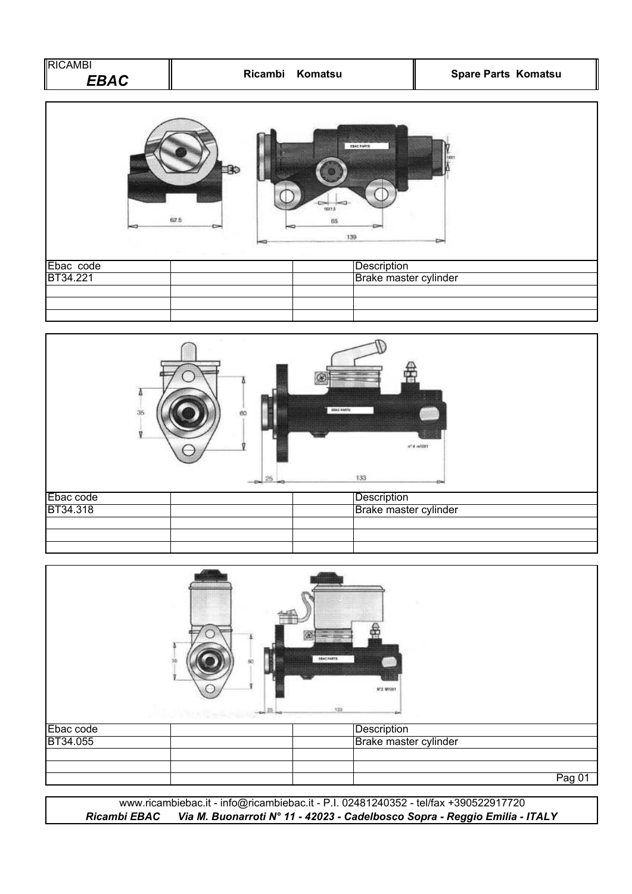| Ebac code | | | Description |
|---|---|---|---|
| BT34.221 | | | Brake master cylinder |
| | | | |
| | | | |
| | | | |

| Ebac code | | | Description |
|---|---|---|---|
| BT34.318 | | | Brake master cylinder |
| | | | |
| | | | |
| | | | |

| Ebac code | | | Description |
|---|---|---|---|
| BT34.055 | | | Brake master cylinder |
| | | | |
| | | | |
| | | | |

www.ricambiebac.it - info@ricambiebac.it - P.I. 02481240352 - tel/fax +390522917720

***Ricambi EBAC** Via M. Buonarroti N° 11 - 42023 - Cadelbosco Sopra - Reggio Emilia - ITALY*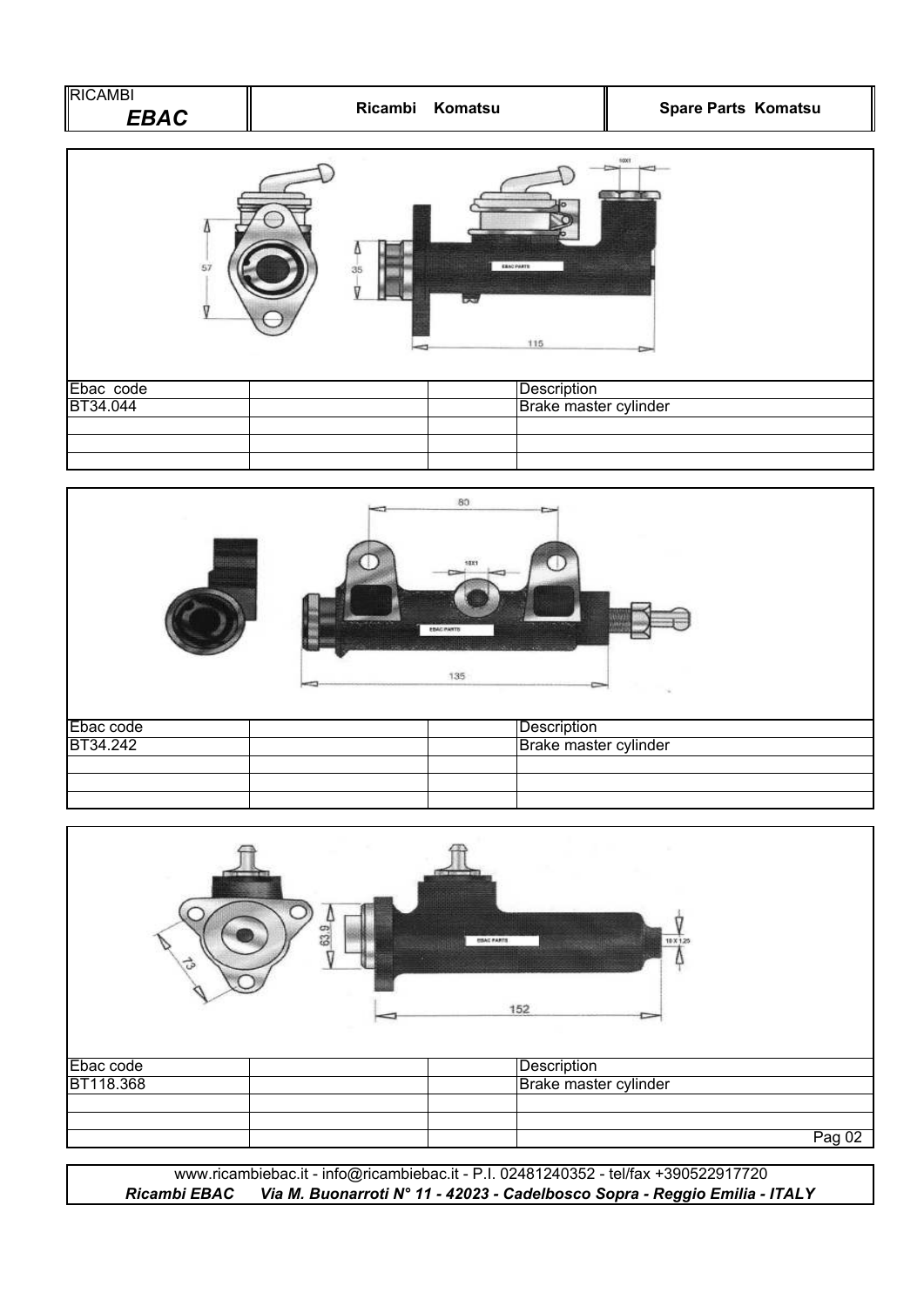| Ebac code | | | Description |
| --- | --- | --- | --- |
| BT34.044 | | | Brake master cylinder |
| | | | |
| | | | |
| | | | |

| Ebac code | | | Description |
| --- | --- | --- | --- |
| BT34.242 | | | Brake master cylinder |
| | | | |
| | | | |
| | | | |

| Ebac code | | | Description |
| --- | --- | --- | --- |
| BT118.368 | | | Brake master cylinder |
| | | | |
| | | | |
| | | | |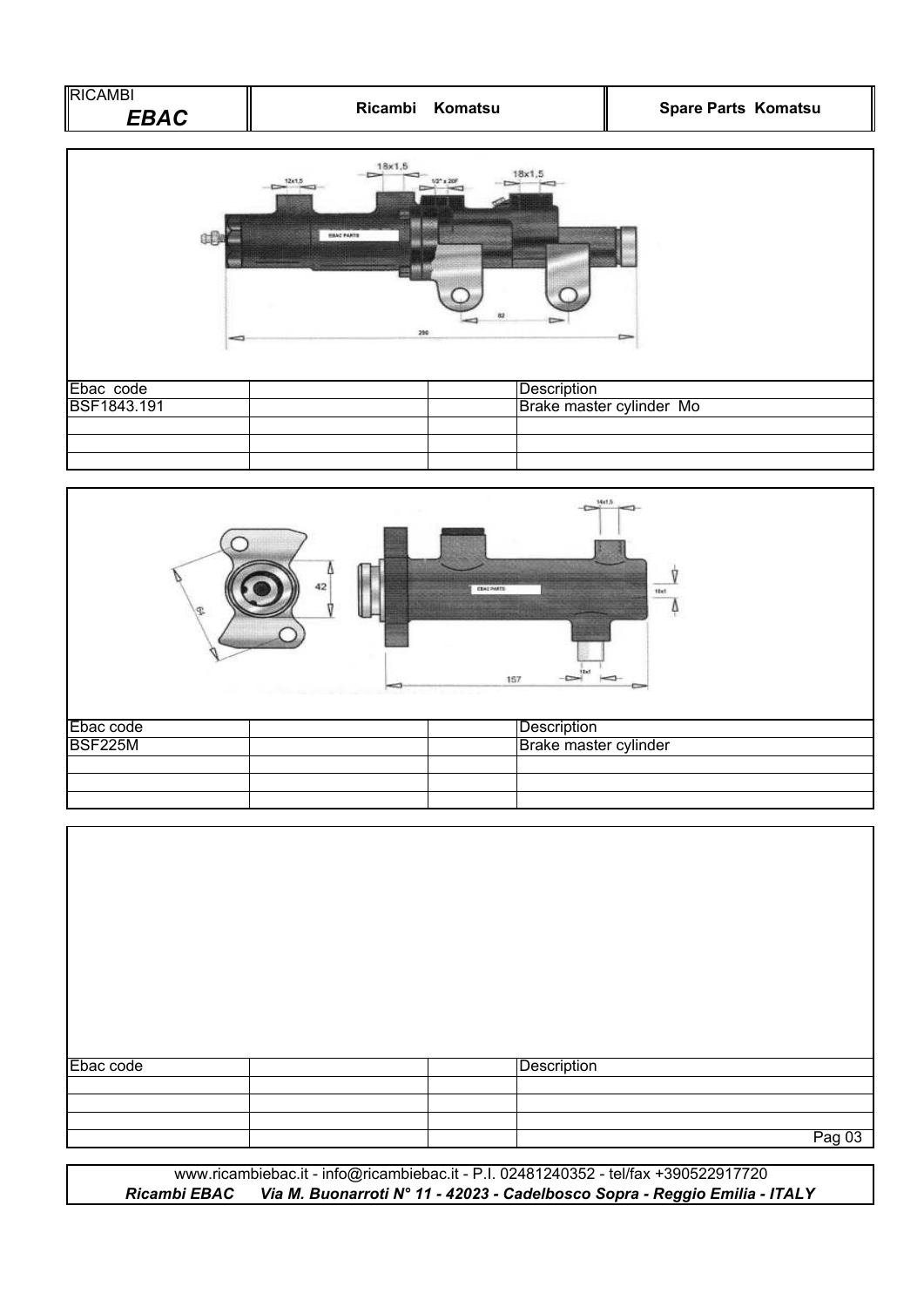| RICAMBI *EBAC* | Ricambi Komatsu | Spare Parts Komatsu |
|---|---|---|

18x1,5

12x1,5

1/2" x 20F

18x1,5

EBAC PARTS

82

290

| Ebac code | | | Description |
|---|---|---|---|
| BSF1843.191 | | | Brake master cylinder Mo |
| | | | |
| | | | |
| | | | |

14x1,5

42

64

EBAC PARTS

10x1

10x1

157

| Ebac code | | | Description |
|---|---|---|---|
| BSF225M | | | Brake master cylinder |
| | | | |
| | | | |
| | | | |

| Ebac code | | | Description |
|---|---|---|---|
| | | | |
| | | | |
| | | | |
| | | | |

www.ricambiebac.it - info@ricambiebac.it - P.I. 02481240352 - tel/fax +390522917720

***Ricambi EBAC** Via M. Buonarroti N° 11 - 42023 - Cadelbosco Sopra - Reggio Emilia - ITALY*